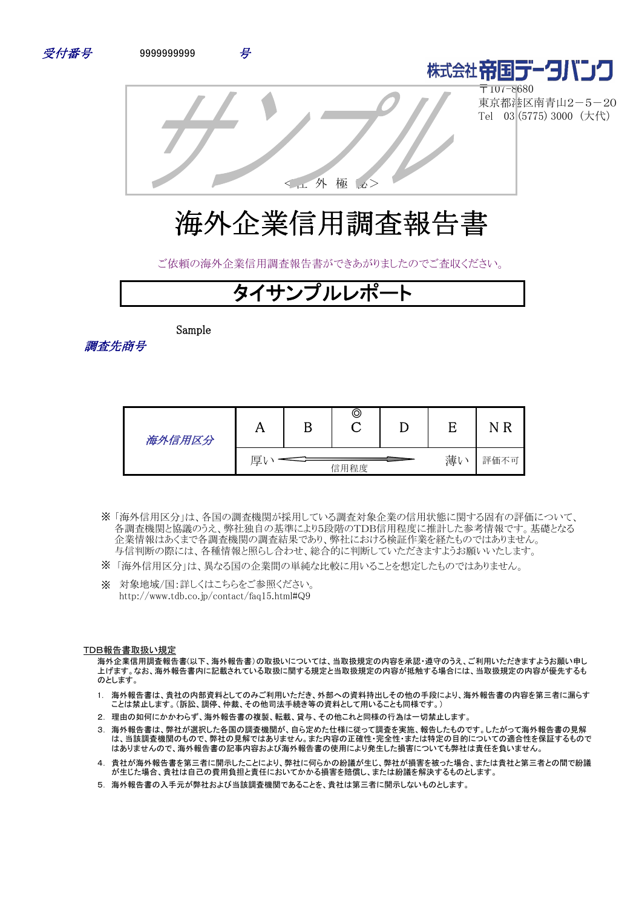*受付番号*　　9999999999　　*号*

株式会社帝国データバンク
〒107-8680
東京都港区南青山2－5－20
Tel　03 (5775) 3000（大代）

サンプル

＜社 外 極 秘＞

# 海外企業信用調査報告書

ご依頼の海外企業信用調査報告書ができあがりましたのでご査収ください。

## タイサンプルレポート

Sample

*調査先商号*

| *海外信用区分* | A | B | ◎<br>C | D | E | NR |
|---|---|---|---|---|---|---|
| | 厚い | ← 信用程度 → | | | 薄い | 評価不可 |

※「海外信用区分」は、各国の調査機関が採用している調査対象企業の信用状態に関する固有の評価について、各調査機関と協議のうえ、弊社独自の基準により5段階のTDB信用程度に推計した参考情報です。基礎となる企業情報はあくまで各調査機関の調査結果であり、弊社における検証作業を経たものではありません。与信判断の際には、各種情報と照らし合わせ、総合的に判断していただきますようお願いいたします。

※「海外信用区分」は、異なる企業間の単純な比較に用いることを想定したものではありません。

※　対象地域/国:詳しくはこちらをご参照ください。
http://www.tdb.co.jp/contact/faq15.html#Q9

TDB報告書取扱い規定

海外企業信用調査報告書(以下、海外報告書)の取扱いについては、当取扱規定の内容を承認・遵守のうえ、ご利用いただきますようお願い申し上げます。なお、海外報告書内に記載されている取扱に関する規定と当取扱規定の内容が抵触する場合には、当取扱規定の内容が優先するものとします。

1. 海外報告書は、貴社の内部資料としてのみご利用いただき、外部への資料持出しその他の手段により、海外報告書の内容を第三者に漏らすことは禁止します。(訴訟、調停、仲裁、その他司法手続き等の資料として用いることも同様です。)
2. 理由の如何にかかわらず、海外報告書の複製、転載、貸与、その他これと同様の行為は一切禁止します。
3. 海外報告書は、弊社が選択した各国の調査機関が、自ら定めた仕様に従って調査を実施、報告したものです。したがって海外報告書の見解は、当該調査機関のもので、弊社の見解ではありません。また内容の正確性・完全性・または特定の目的についての適合性を保証するものではありませんので、海外報告書の記事内容および海外報告書の使用により発生した損害についても弊社は責任を負いません。
4. 貴社が海外報告書を第三者に開示したことにより、弊社に何らかの紛議が生じ、弊社が損害を被った場合、または貴社と第三者との間で紛議が生じた場合、貴社は自己の費用負担と責任においてかかる損害を賠償し、または紛議を解決するものとします。
5. 海外報告書の入手元が弊社および当該調査機関であることを、貴社は第三者に開示しないものとします。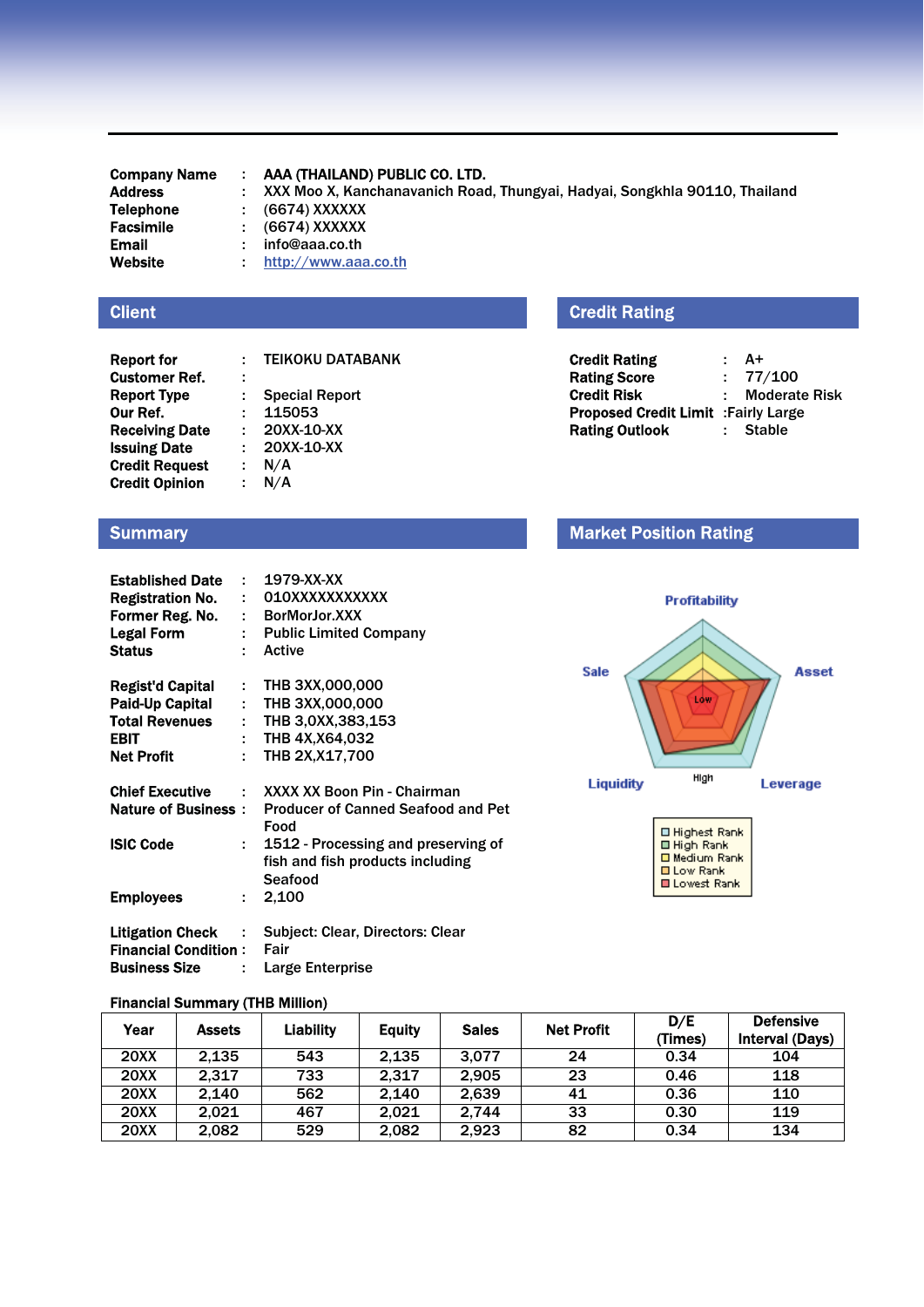**Company Name** : **AAA (THAILAND) PUBLIC CO. LTD.**
**Address** : XXX Moo X, Kanchanavanich Road, Thungyai, Hadyai, Songkhla 90110, Thailand
**Telephone** : (6674) XXXXXX
**Facsimile** : (6674) XXXXXX
**Email** : info@aaa.co.th
**Website** : http://www.aaa.co.th

## Client

**Report for** : TEIKOKU DATABANK
**Customer Ref.** :
**Report Type** : Special Report
**Our Ref.** : 115053
**Receiving Date** : 20XX-10-XX
**Issuing Date** : 20XX-10-XX
**Credit Request** : N/A
**Credit Opinion** : N/A

## Credit Rating

**Credit Rating** : A+
**Rating Score** : 77/100
**Credit Risk** : Moderate Risk
**Proposed Credit Limit** : Fairly Large
**Rating Outlook** : Stable

## Summary

**Established Date** : 1979-XX-XX
**Registration No.** : 010XXXXXXXXXXX
**Former Reg. No.** : BorMorJor.XXX
**Legal Form** : Public Limited Company
**Status** : Active

**Regist'd Capital** : THB 3XX,000,000
**Paid-Up Capital** : THB 3XX,000,000
**Total Revenues** : THB 3,0XX,383,153
**EBIT** : THB 4X,X64,032
**Net Profit** : THB 2X,X17,700

**Chief Executive** : XXXX XX Boon Pin - Chairman
**Nature of Business** : Producer of Canned Seafood and Pet Food
**ISIC Code** : 1512 - Processing and preserving of fish and fish products including Seafood
**Employees** : 2,100

**Litigation Check** : Subject: Clear, Directors: Clear
**Financial Condition** : Fair
**Business Size** : Large Enterprise

## Market Position Rating

Profitability, Asset, Leverage, Liquidity, Sale (Low – High)

- Highest Rank
- High Rank
- Medium Rank
- Low Rank
- Lowest Rank

**Financial Summary (THB Million)**

| Year | Assets | Liability | Equity | Sales | Net Profit | D/E (Times) | Defensive Interval (Days) |
|---|---|---|---|---|---|---|---|
| 20XX | 2,135 | 543 | 2,135 | 3,077 | 24 | 0.34 | 104 |
| 20XX | 2,317 | 733 | 2,317 | 2,905 | 23 | 0.46 | 118 |
| 20XX | 2,140 | 562 | 2,140 | 2,639 | 41 | 0.36 | 110 |
| 20XX | 2,021 | 467 | 2,021 | 2,744 | 33 | 0.30 | 119 |
| 20XX | 2,082 | 529 | 2,082 | 2,923 | 82 | 0.34 | 134 |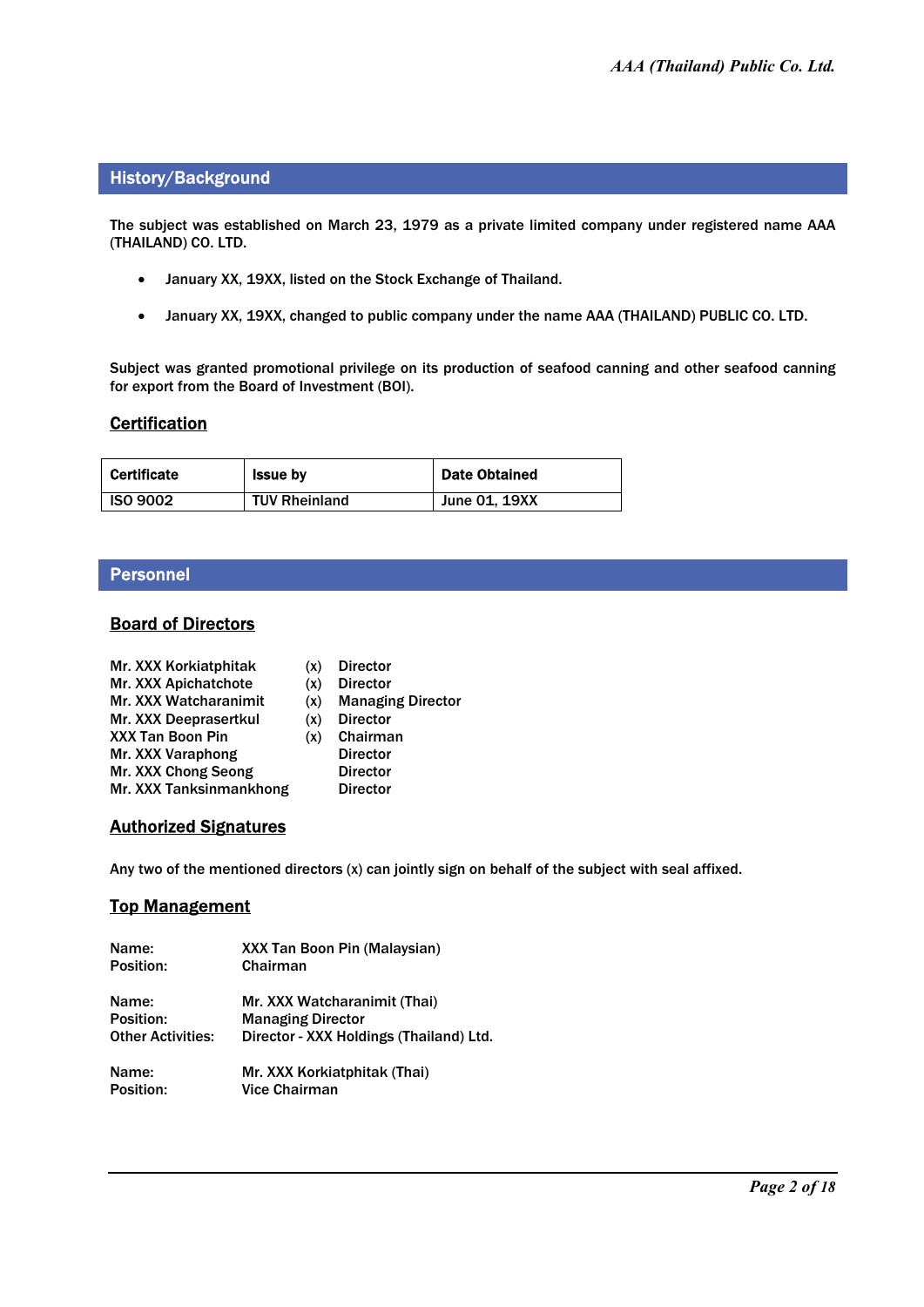## History/Background

The subject was established on March 23, 1979 as a private limited company under registered name AAA (THAILAND) CO. LTD.

- January XX, 19XX, listed on the Stock Exchange of Thailand.
- January XX, 19XX, changed to public company under the name AAA (THAILAND) PUBLIC CO. LTD.

Subject was granted promotional privilege on its production of seafood canning and other seafood canning for export from the Board of Investment (BOI).

### Certification

| Certificate | Issue by | Date Obtained |
|---|---|---|
| ISO 9002 | TUV Rheinland | June 01, 19XX |

## Personnel

### Board of Directors

| | | |
|---|---|---|
| Mr. XXX Korkiatphitak | (x) | Director |
| Mr. XXX Apichatchote | (x) | Director |
| Mr. XXX Watcharanimit | (x) | Managing Director |
| Mr. XXX Deeprasertkul | (x) | Director |
| XXX Tan Boon Pin | (x) | Chairman |
| Mr. XXX Varaphong | | Director |
| Mr. XXX Chong Seong | | Director |
| Mr. XXX Tanksinmankhong | | Director |

### Authorized Signatures

Any two of the mentioned directors (x) can jointly sign on behalf of the subject with seal affixed.

### Top Management

Name: XXX Tan Boon Pin (Malaysian)
Position: Chairman

Name: Mr. XXX Watcharanimit (Thai)
Position: Managing Director
Other Activities: Director - XXX Holdings (Thailand) Ltd.

Name: Mr. XXX Korkiatphitak (Thai)
Position: Vice Chairman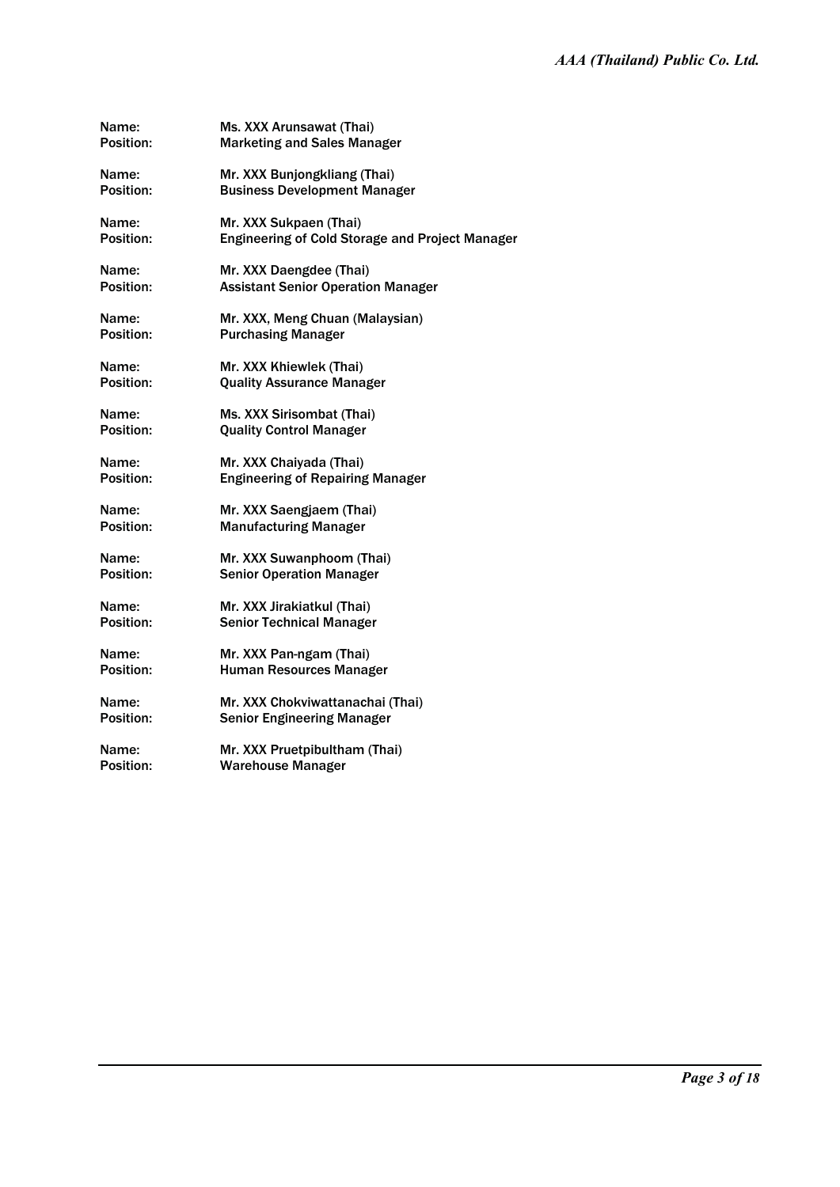Name: Ms. XXX Arunsawat (Thai)
Position: **Marketing and Sales Manager**

Name: Mr. XXX Bunjongkliang (Thai)
Position: **Business Development Manager**

Name: Mr. XXX Sukpaen (Thai)
Position: **Engineering of Cold Storage and Project Manager**

Name: Mr. XXX Daengdee (Thai)
Position: **Assistant Senior Operation Manager**

Name: Mr. XXX, Meng Chuan (Malaysian)
Position: **Purchasing Manager**

Name: Mr. XXX Khiewlek (Thai)
Position: **Quality Assurance Manager**

Name: Ms. XXX Sirisombat (Thai)
Position: **Quality Control Manager**

Name: Mr. XXX Chaiyada (Thai)
Position: **Engineering of Repairing Manager**

Name: Mr. XXX Saengjaem (Thai)
Position: **Manufacturing Manager**

Name: Mr. XXX Suwanphoom (Thai)
Position: **Senior Operation Manager**

Name: Mr. XXX Jirakiatkul (Thai)
Position: **Senior Technical Manager**

Name: Mr. XXX Pan-ngam (Thai)
Position: **Human Resources Manager**

Name: Mr. XXX Chokviwattanachai (Thai)
Position: **Senior Engineering Manager**

Name: Mr. XXX Pruetpibultham (Thai)
Position: **Warehouse Manager**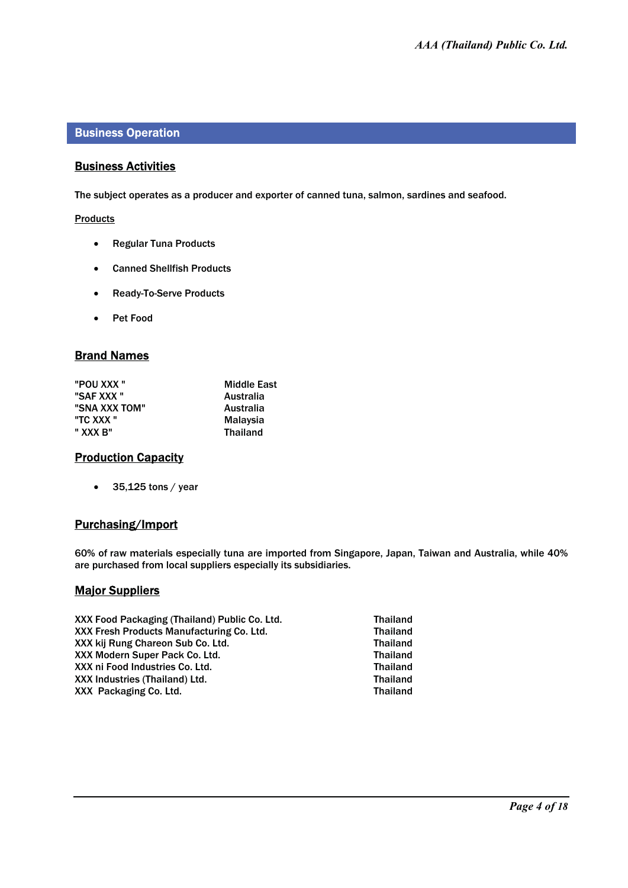## Business Operation

### Business Activities

The subject operates as a producer and exporter of canned tuna, salmon, sardines and seafood.

Products

- Regular Tuna Products
- Canned Shellfish Products
- Ready-To-Serve Products
- Pet Food

### Brand Names

| | |
|---|---|
| "POU XXX " | Middle East |
| "SAF XXX " | Australia |
| "SNA XXX TOM" | Australia |
| "TC XXX " | Malaysia |
| " XXX B" | Thailand |

### Production Capacity

- 35,125 tons / year

### Purchasing/Import

60% of raw materials especially tuna are imported from Singapore, Japan, Taiwan and Australia, while 40% are purchased from local suppliers especially its subsidiaries.

### Major Suppliers

| | |
|---|---|
| XXX Food Packaging (Thailand) Public Co. Ltd. | Thailand |
| XXX Fresh Products Manufacturing Co. Ltd. | Thailand |
| XXX kij Rung Chareon Sub Co. Ltd. | Thailand |
| XXX Modern Super Pack Co. Ltd. | Thailand |
| XXX ni Food Industries Co. Ltd. | Thailand |
| XXX Industries (Thailand) Ltd. | Thailand |
| XXX Packaging Co. Ltd. | Thailand |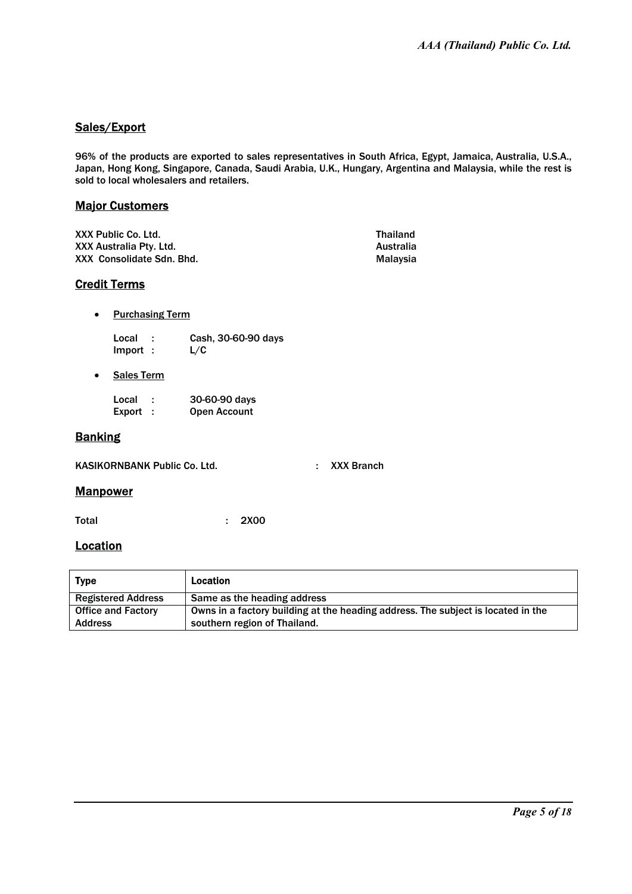## Sales/Export

96% of the products are exported to sales representatives in South Africa, Egypt, Jamaica, Australia, U.S.A., Japan, Hong Kong, Singapore, Canada, Saudi Arabia, U.K., Hungary, Argentina and Malaysia, while the rest is sold to local wholesalers and retailers.

## Major Customers

| | |
|---|---|
| XXX Public Co. Ltd. | Thailand |
| XXX Australia Pty. Ltd. | Australia |
| XXX Consolidate Sdn. Bhd. | Malaysia |

## Credit Terms

- Purchasing Term

  Local : Cash, 30-60-90 days
  Import : L/C

- Sales Term

  Local : 30-60-90 days
  Export : Open Account

## Banking

KASIKORNBANK Public Co. Ltd. : XXX Branch

## Manpower

Total : 2X00

## Location

| Type | Location |
|---|---|
| Registered Address | Same as the heading address |
| Office and Factory Address | Owns in a factory building at the heading address. The subject is located in the southern region of Thailand. |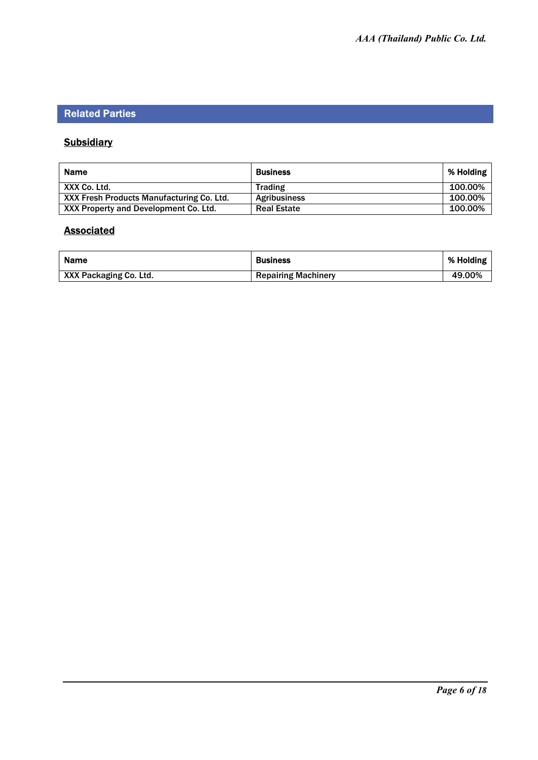## Related Parties

### Subsidiary

| Name | Business | % Holding |
|---|---|---|
| XXX Co. Ltd. | Trading | 100.00% |
| XXX Fresh Products Manufacturing Co. Ltd. | Agribusiness | 100.00% |
| XXX Property and Development Co. Ltd. | Real Estate | 100.00% |

### Associated

| Name | Business | % Holding |
|---|---|---|
| XXX Packaging Co. Ltd. | Repairing Machinery | 49.00% |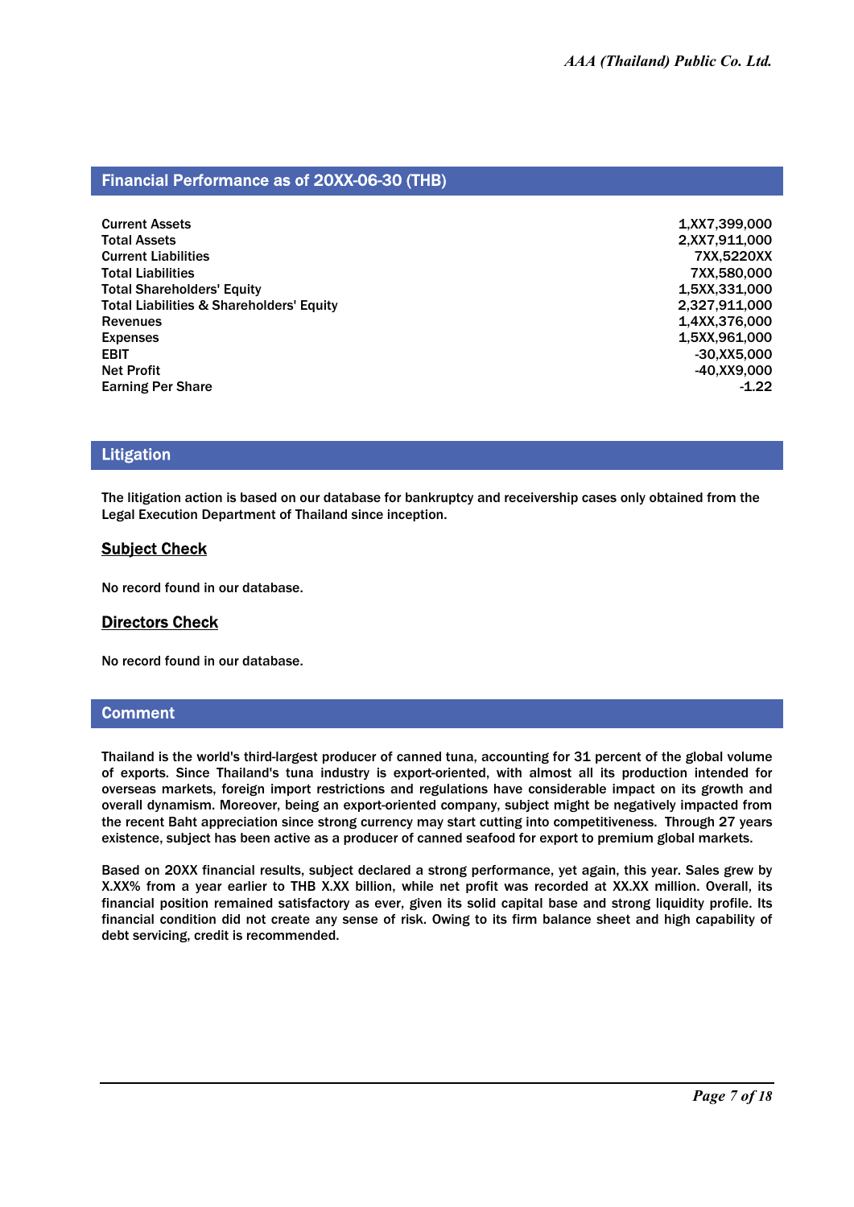## Financial Performance as of 20XX-06-30 (THB)

| | |
|---|---|
| Current Assets | 1,XX7,399,000 |
| Total Assets | 2,XX7,911,000 |
| Current Liabilities | 7XX,5220XX |
| Total Liabilities | 7XX,580,000 |
| Total Shareholders' Equity | 1,5XX,331,000 |
| Total Liabilities & Shareholders' Equity | 2,327,911,000 |
| Revenues | 1,4XX,376,000 |
| Expenses | 1,5XX,961,000 |
| EBIT | -30,XX5,000 |
| Net Profit | -40,XX9,000 |
| Earning Per Share | -1.22 |

## Litigation

The litigation action is based on our database for bankruptcy and receivership cases only obtained from the Legal Execution Department of Thailand since inception.

### Subject Check

No record found in our database.

### Directors Check

No record found in our database.

## Comment

Thailand is the world's third-largest producer of canned tuna, accounting for 31 percent of the global volume of exports. Since Thailand's tuna industry is export-oriented, with almost all its production intended for overseas markets, foreign import restrictions and regulations have considerable impact on its growth and overall dynamism. Moreover, being an export-oriented company, subject might be negatively impacted from the recent Baht appreciation since strong currency may start cutting into competitiveness. Through 27 years existence, subject has been active as a producer of canned seafood for export to premium global markets.

Based on 20XX financial results, subject declared a strong performance, yet again, this year. Sales grew by X.XX% from a year earlier to THB X.XX billion, while net profit was recorded at XX.XX million. Overall, its financial position remained satisfactory as ever, given its solid capital base and strong liquidity profile. Its financial condition did not create any sense of risk. Owing to its firm balance sheet and high capability of debt servicing, credit is recommended.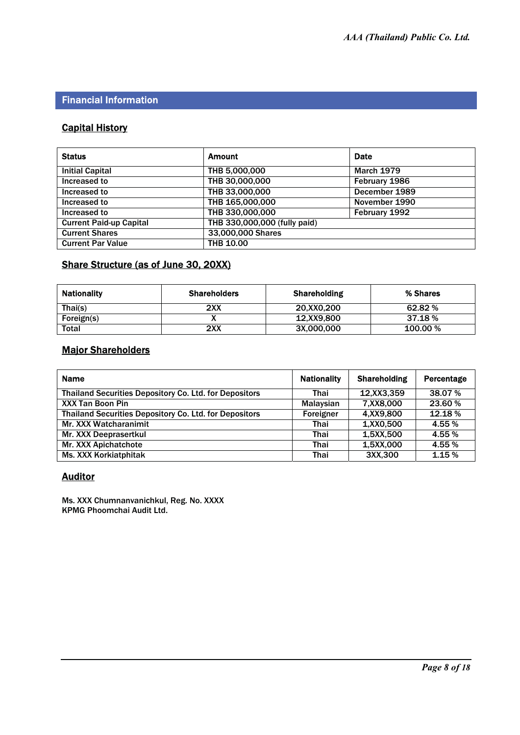## Financial Information

### Capital History

| Status | Amount | Date |
|---|---|---|
| Initial Capital | THB 5,000,000 | March 1979 |
| Increased to | THB 30,000,000 | February 1986 |
| Increased to | THB 33,000,000 | December 1989 |
| Increased to | THB 165,000,000 | November 1990 |
| Increased to | THB 330,000,000 | February 1992 |
| Current Paid-up Capital | THB 330,000,000 (fully paid) | |
| Current Shares | 33,000,000 Shares | |
| Current Par Value | THB 10.00 | |

### Share Structure (as of June 30, 20XX)

| Nationality | Shareholders | Shareholding | % Shares |
|---|---|---|---|
| Thai(s) | 2XX | 20,XX0,200 | 62.82 % |
| Foreign(s) | X | 12,XX9,800 | 37.18 % |
| Total | 2XX | 3X,000,000 | 100.00 % |

### Major Shareholders

| Name | Nationality | Shareholding | Percentage |
|---|---|---|---|
| Thailand Securities Depository Co. Ltd. for Depositors | Thai | 12,XX3,359 | 38.07 % |
| XXX Tan Boon Pin | Malaysian | 7,XX8,000 | 23.60 % |
| Thailand Securities Depository Co. Ltd. for Depositors | Foreigner | 4,XX9,800 | 12.18 % |
| Mr. XXX Watcharanimit | Thai | 1,XX0,500 | 4.55 % |
| Mr. XXX Deeprasertkul | Thai | 1,5XX,500 | 4.55 % |
| Mr. XXX Apichatchote | Thai | 1,5XX,000 | 4.55 % |
| Ms. XXX Korkiatphitak | Thai | 3XX,300 | 1.15 % |

### Auditor

Ms. XXX Chumnanvanichkul, Reg. No. XXXX
KPMG Phoomchai Audit Ltd.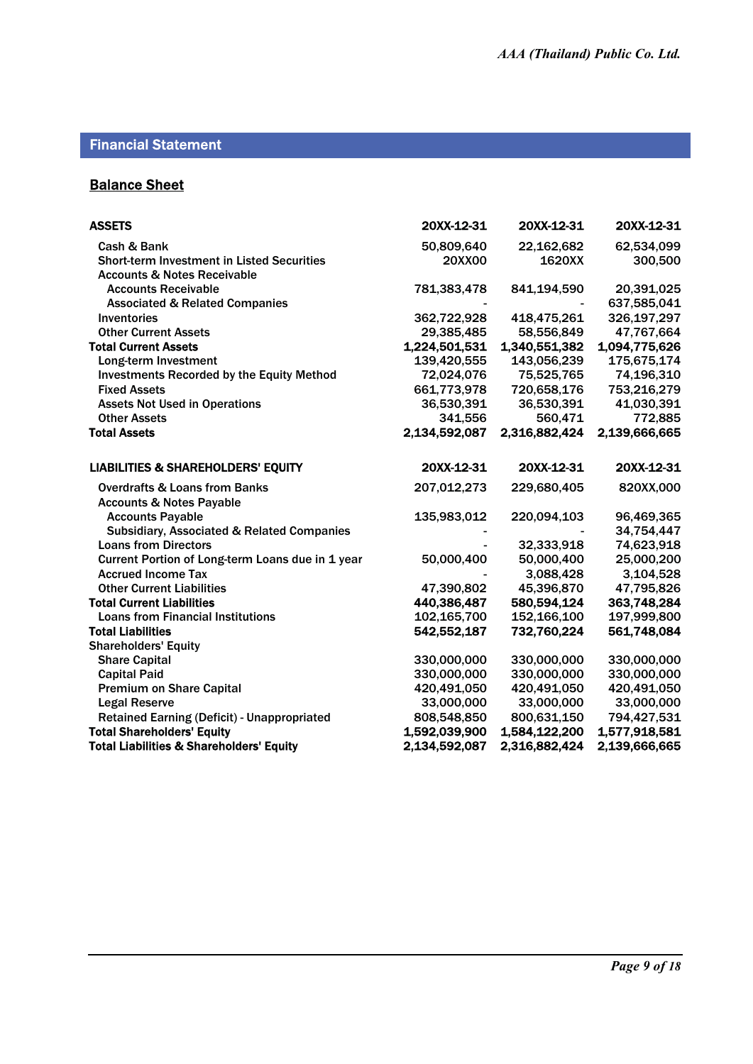## Financial Statement

### Balance Sheet

| ASSETS | 20XX-12-31 | 20XX-12-31 | 20XX-12-31 |
|---|---|---|---|
| Cash & Bank | 50,809,640 | 22,162,682 | 62,534,099 |
| Short-term Investment in Listed Securities | 20XX00 | 1620XX | 300,500 |
| Accounts & Notes Receivable | | | |
| Accounts Receivable | 781,383,478 | 841,194,590 | 20,391,025 |
| Associated & Related Companies | - | - | 637,585,041 |
| Inventories | 362,722,928 | 418,475,261 | 326,197,297 |
| Other Current Assets | 29,385,485 | 58,556,849 | 47,767,664 |
| **Total Current Assets** | **1,224,501,531** | **1,340,551,382** | **1,094,775,626** |
| Long-term Investment | 139,420,555 | 143,056,239 | 175,675,174 |
| Investments Recorded by the Equity Method | 72,024,076 | 75,525,765 | 74,196,310 |
| Fixed Assets | 661,773,978 | 720,658,176 | 753,216,279 |
| Assets Not Used in Operations | 36,530,391 | 36,530,391 | 41,030,391 |
| Other Assets | 341,556 | 560,471 | 772,885 |
| **Total Assets** | **2,134,592,087** | **2,316,882,424** | **2,139,666,665** |

| LIABILITIES & SHAREHOLDERS' EQUITY | 20XX-12-31 | 20XX-12-31 | 20XX-12-31 |
|---|---|---|---|
| Overdrafts & Loans from Banks | 207,012,273 | 229,680,405 | 820XX,000 |
| Accounts & Notes Payable | | | |
| Accounts Payable | 135,983,012 | 220,094,103 | 96,469,365 |
| Subsidiary, Associated & Related Companies | - | - | 34,754,447 |
| Loans from Directors | - | 32,333,918 | 74,623,918 |
| Current Portion of Long-term Loans due in 1 year | 50,000,400 | 50,000,400 | 25,000,200 |
| Accrued Income Tax | - | 3,088,428 | 3,104,528 |
| Other Current Liabilities | 47,390,802 | 45,396,870 | 47,795,826 |
| **Total Current Liabilities** | **440,386,487** | **580,594,124** | **363,748,284** |
| Loans from Financial Institutions | 102,165,700 | 152,166,100 | 197,999,800 |
| **Total Liabilities** | **542,552,187** | **732,760,224** | **561,748,084** |
| Shareholders' Equity | | | |
| Share Capital | 330,000,000 | 330,000,000 | 330,000,000 |
| Capital Paid | 330,000,000 | 330,000,000 | 330,000,000 |
| Premium on Share Capital | 420,491,050 | 420,491,050 | 420,491,050 |
| Legal Reserve | 33,000,000 | 33,000,000 | 33,000,000 |
| Retained Earning (Deficit) - Unappropriated | 808,548,850 | 800,631,150 | 794,427,531 |
| **Total Shareholders' Equity** | **1,592,039,900** | **1,584,122,200** | **1,577,918,581** |
| **Total Liabilities & Shareholders' Equity** | **2,134,592,087** | **2,316,882,424** | **2,139,666,665** |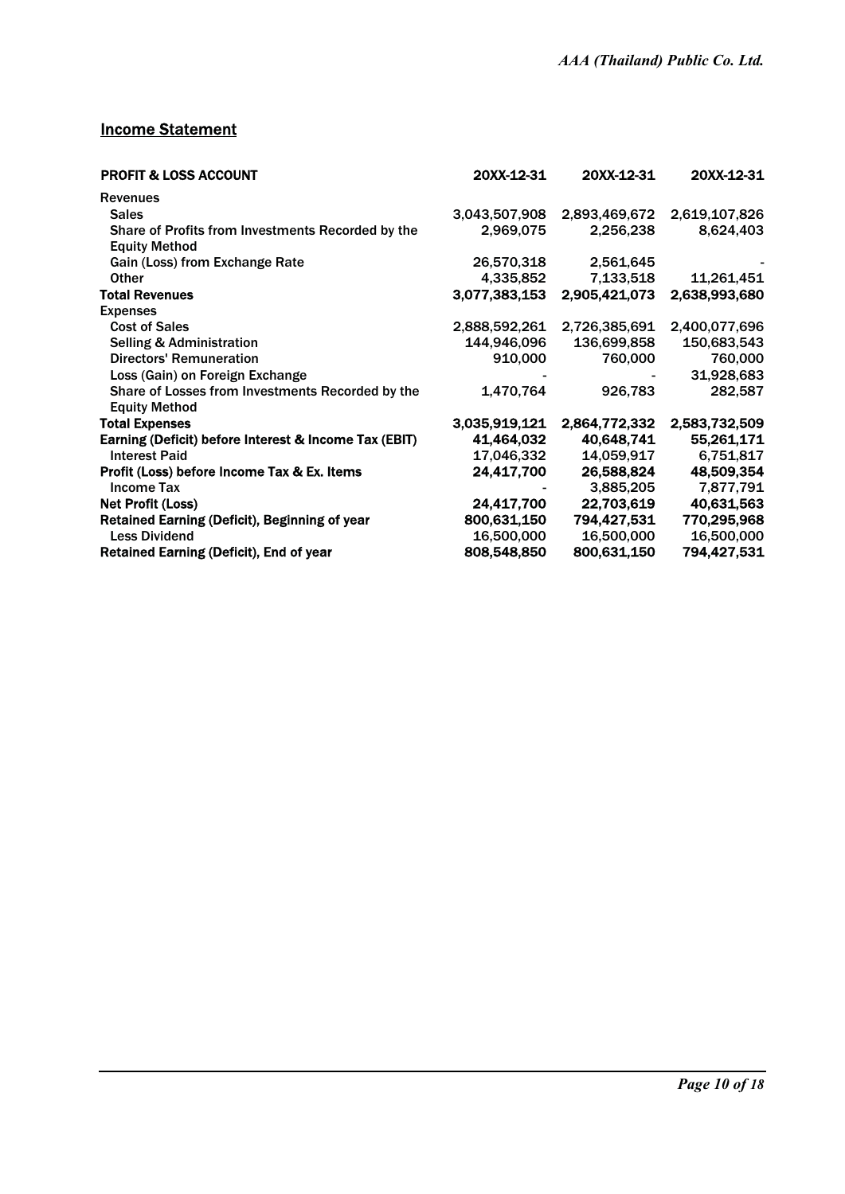## Income Statement

| PROFIT & LOSS ACCOUNT | 20XX-12-31 | 20XX-12-31 | 20XX-12-31 |
|---|---|---|---|
| Revenues | | | |
| Sales | 3,043,507,908 | 2,893,469,672 | 2,619,107,826 |
| Share of Profits from Investments Recorded by the Equity Method | 2,969,075 | 2,256,238 | 8,624,403 |
| Gain (Loss) from Exchange Rate | 26,570,318 | 2,561,645 | - |
| Other | 4,335,852 | 7,133,518 | 11,261,451 |
| **Total Revenues** | **3,077,383,153** | **2,905,421,073** | **2,638,993,680** |
| Expenses | | | |
| Cost of Sales | 2,888,592,261 | 2,726,385,691 | 2,400,077,696 |
| Selling & Administration | 144,946,096 | 136,699,858 | 150,683,543 |
| Directors' Remuneration | 910,000 | 760,000 | 760,000 |
| Loss (Gain) on Foreign Exchange | - | - | 31,928,683 |
| Share of Losses from Investments Recorded by the Equity Method | 1,470,764 | 926,783 | 282,587 |
| **Total Expenses** | **3,035,919,121** | **2,864,772,332** | **2,583,732,509** |
| **Earning (Deficit) before Interest & Income Tax (EBIT)** | **41,464,032** | **40,648,741** | **55,261,171** |
| Interest Paid | 17,046,332 | 14,059,917 | 6,751,817 |
| **Profit (Loss) before Income Tax & Ex. Items** | **24,417,700** | **26,588,824** | **48,509,354** |
| Income Tax | - | 3,885,205 | 7,877,791 |
| **Net Profit (Loss)** | **24,417,700** | **22,703,619** | **40,631,563** |
| **Retained Earning (Deficit), Beginning of year** | **800,631,150** | **794,427,531** | **770,295,968** |
| Less Dividend | 16,500,000 | 16,500,000 | 16,500,000 |
| **Retained Earning (Deficit), End of year** | **808,548,850** | **800,631,150** | **794,427,531** |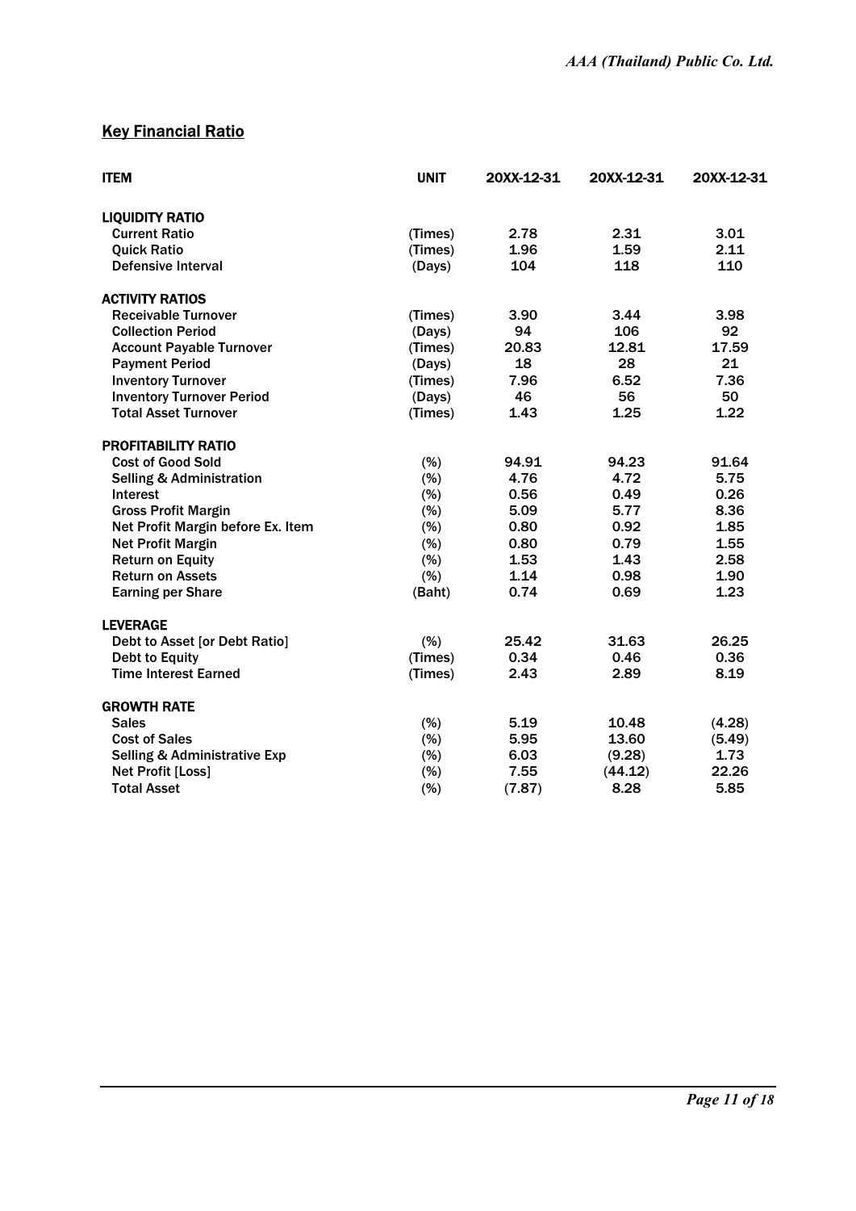## Key Financial Ratio

| ITEM | UNIT | 20XX-12-31 | 20XX-12-31 | 20XX-12-31 |
|---|---|---|---|---|
| **LIQUIDITY RATIO** | | | | |
| Current Ratio | (Times) | 2.78 | 2.31 | 3.01 |
| Quick Ratio | (Times) | 1.96 | 1.59 | 2.11 |
| Defensive Interval | (Days) | 104 | 118 | 110 |
| **ACTIVITY RATIOS** | | | | |
| Receivable Turnover | (Times) | 3.90 | 3.44 | 3.98 |
| Collection Period | (Days) | 94 | 106 | 92 |
| Account Payable Turnover | (Times) | 20.83 | 12.81 | 17.59 |
| Payment Period | (Days) | 18 | 28 | 21 |
| Inventory Turnover | (Times) | 7.96 | 6.52 | 7.36 |
| Inventory Turnover Period | (Days) | 46 | 56 | 50 |
| Total Asset Turnover | (Times) | 1.43 | 1.25 | 1.22 |
| **PROFITABILITY RATIO** | | | | |
| Cost of Good Sold | (%) | 94.91 | 94.23 | 91.64 |
| Selling & Administration | (%) | 4.76 | 4.72 | 5.75 |
| Interest | (%) | 0.56 | 0.49 | 0.26 |
| Gross Profit Margin | (%) | 5.09 | 5.77 | 8.36 |
| Net Profit Margin before Ex. Item | (%) | 0.80 | 0.92 | 1.85 |
| Net Profit Margin | (%) | 0.80 | 0.79 | 1.55 |
| Return on Equity | (%) | 1.53 | 1.43 | 2.58 |
| Return on Assets | (%) | 1.14 | 0.98 | 1.90 |
| Earning per Share | (Baht) | 0.74 | 0.69 | 1.23 |
| **LEVERAGE** | | | | |
| Debt to Asset [or Debt Ratio] | (%) | 25.42 | 31.63 | 26.25 |
| Debt to Equity | (Times) | 0.34 | 0.46 | 0.36 |
| Time Interest Earned | (Times) | 2.43 | 2.89 | 8.19 |
| **GROWTH RATE** | | | | |
| Sales | (%) | 5.19 | 10.48 | (4.28) |
| Cost of Sales | (%) | 5.95 | 13.60 | (5.49) |
| Selling & Administrative Exp | (%) | 6.03 | (9.28) | 1.73 |
| Net Profit [Loss] | (%) | 7.55 | (44.12) | 22.26 |
| Total Asset | (%) | (7.87) | 8.28 | 5.85 |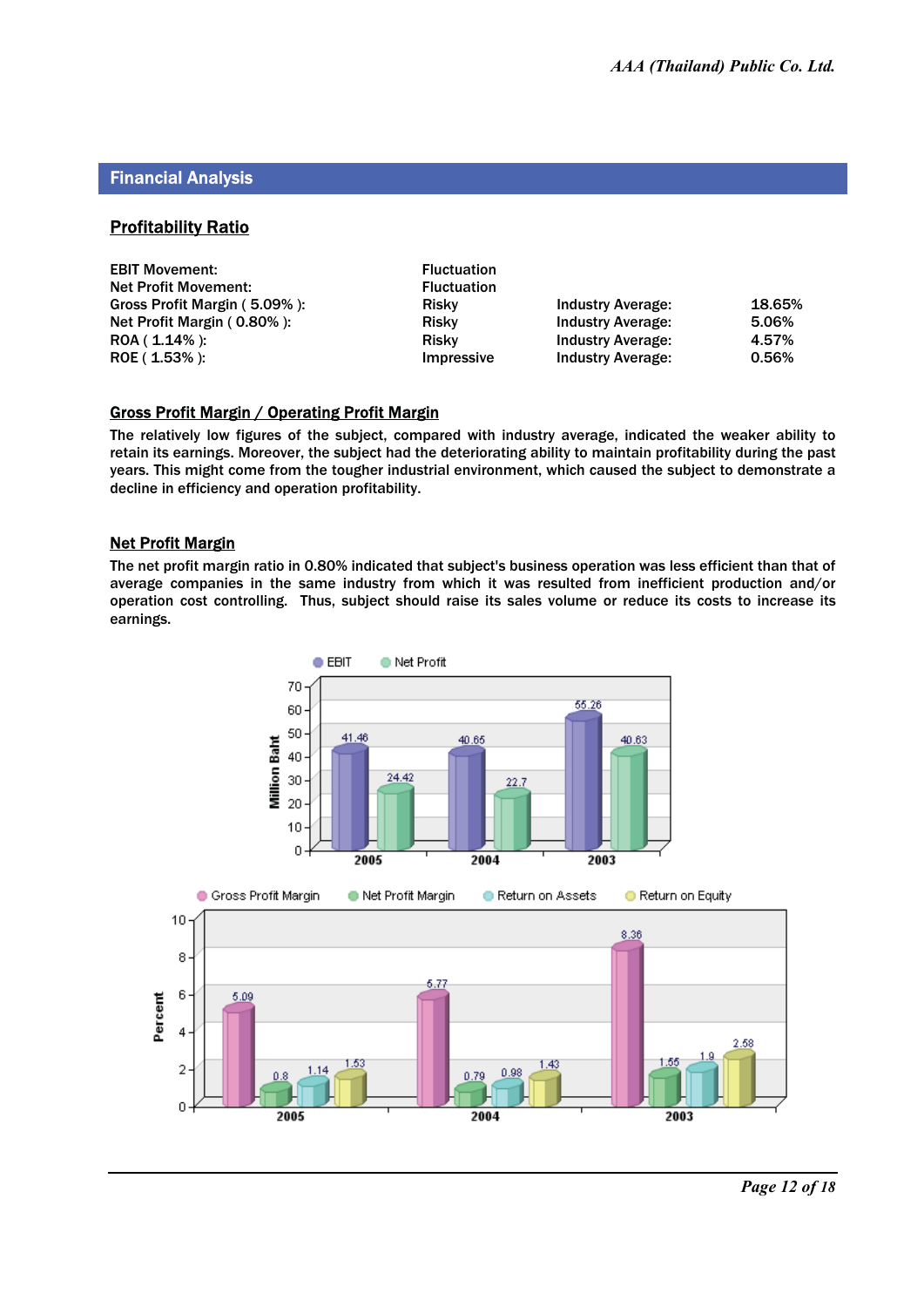## Financial Analysis

### Profitability Ratio

| | | | |
|---|---|---|---|
| EBIT Movement: | Fluctuation | | |
| Net Profit Movement: | Fluctuation | | |
| Gross Profit Margin ( 5.09% ): | Risky | Industry Average: | 18.65% |
| Net Profit Margin ( 0.80% ): | Risky | Industry Average: | 5.06% |
| ROA ( 1.14% ): | Risky | Industry Average: | 4.57% |
| ROE ( 1.53% ): | Impressive | Industry Average: | 0.56% |

### Gross Profit Margin / Operating Profit Margin

The relatively low figures of the subject, compared with industry average, indicated the weaker ability to retain its earnings. Moreover, the subject had the deteriorating ability to maintain profitability during the past years. This might come from the tougher industrial environment, which caused the subject to demonstrate a decline in efficiency and operation profitability.

### Net Profit Margin

The net profit margin ratio in 0.80% indicated that subject's business operation was less efficient than that of average companies in the same industry from which it was resulted from inefficient production and/or operation cost controlling. Thus, subject should raise its sales volume or reduce its costs to increase its earnings.

| Million Baht | 2005 | 2004 | 2003 |
|---|---|---|---|
| EBIT | 41.46 | 40.65 | 55.26 |
| Net Profit | 24.42 | 22.7 | 40.63 |

| Percent | 2005 | 2004 | 2003 |
|---|---|---|---|
| Gross Profit Margin | 5.09 | 5.77 | 8.36 |
| Net Profit Margin | 0.8 | 0.79 | 1.55 |
| Return on Assets | 1.14 | 0.98 | 1.9 |
| Return on Equity | 1.53 | 1.43 | 2.58 |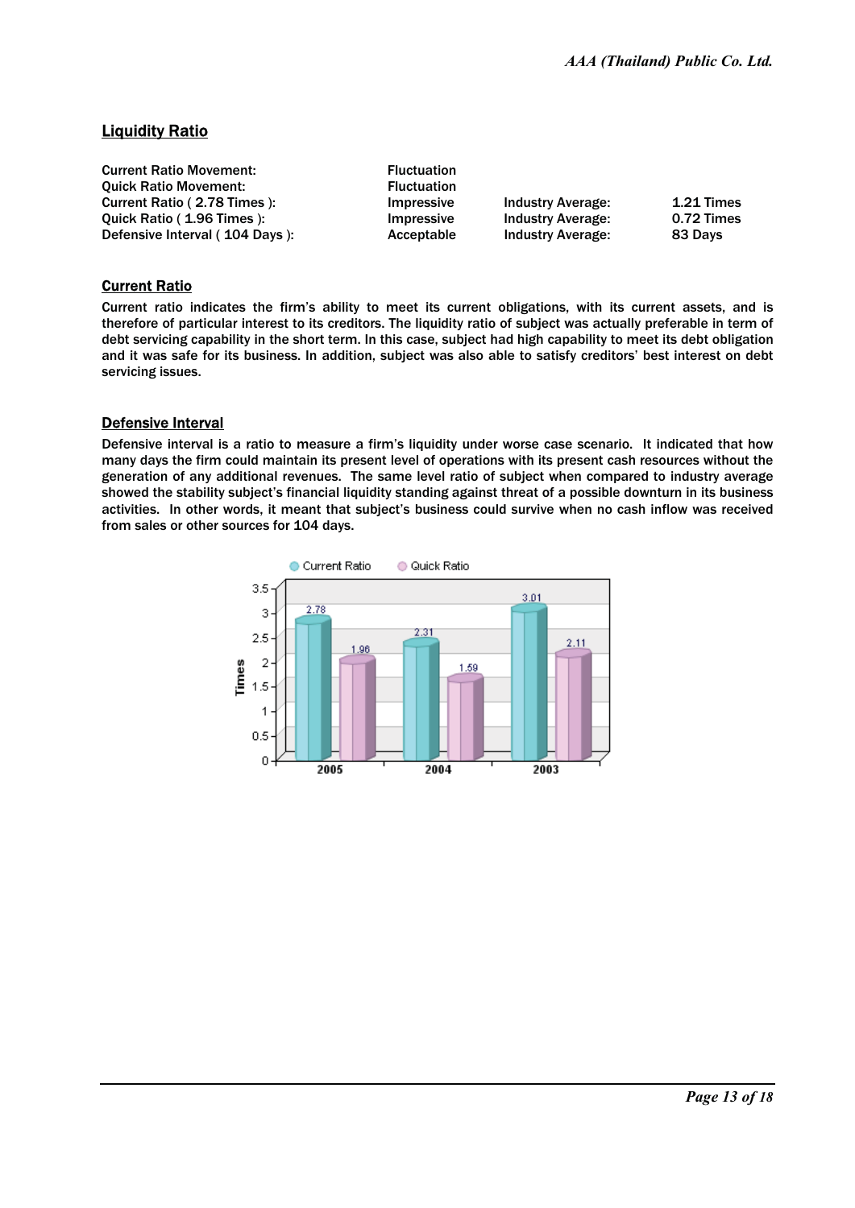## Liquidity Ratio

| | | | |
|---|---|---|---|
| Current Ratio Movement: | Fluctuation | | |
| Quick Ratio Movement: | Fluctuation | | |
| Current Ratio ( 2.78 Times ): | Impressive | Industry Average: | 1.21 Times |
| Quick Ratio ( 1.96 Times ): | Impressive | Industry Average: | 0.72 Times |
| Defensive Interval ( 104 Days ): | Acceptable | Industry Average: | 83 Days |

### Current Ratio

Current ratio indicates the firm's ability to meet its current obligations, with its current assets, and is therefore of particular interest to its creditors. The liquidity ratio of subject was actually preferable in term of debt servicing capability in the short term. In this case, subject had high capability to meet its debt obligation and it was safe for its business. In addition, subject was also able to satisfy creditors' best interest on debt servicing issues.

### Defensive Interval

Defensive interval is a ratio to measure a firm's liquidity under worse case scenario. It indicated that how many days the firm could maintain its present level of operations with its present cash resources without the generation of any additional revenues. The same level ratio of subject when compared to industry average showed the stability subject's financial liquidity standing against threat of a possible downturn in its business activities. In other words, it meant that subject's business could survive when no cash inflow was received from sales or other sources for 104 days.

| Year | Current Ratio | Quick Ratio |
|---|---|---|
| 2005 | 2.78 | 1.96 |
| 2004 | 2.31 | 1.59 |
| 2003 | 3.01 | 2.11 |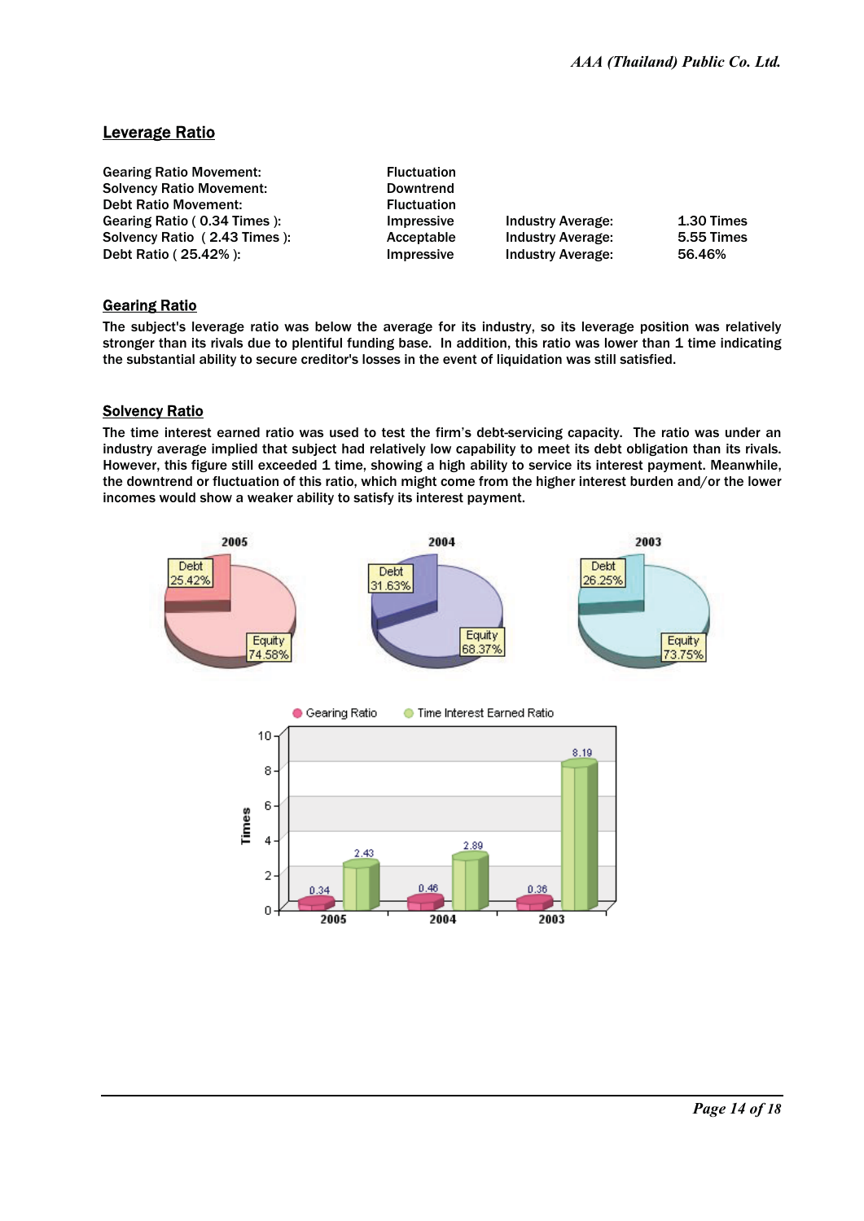## Leverage Ratio

| | | | |
|---|---|---|---|
| Gearing Ratio Movement: | Fluctuation | | |
| Solvency Ratio Movement: | Downtrend | | |
| Debt Ratio Movement: | Fluctuation | | |
| Gearing Ratio ( 0.34 Times ): | Impressive | Industry Average: | 1.30 Times |
| Solvency Ratio ( 2.43 Times ): | Acceptable | Industry Average: | 5.55 Times |
| Debt Ratio ( 25.42% ): | Impressive | Industry Average: | 56.46% |

### Gearing Ratio

The subject's leverage ratio was below the average for its industry, so its leverage position was relatively stronger than its rivals due to plentiful funding base. In addition, this ratio was lower than 1 time indicating the substantial ability to secure creditor's losses in the event of liquidation was still satisfied.

### Solvency Ratio

The time interest earned ratio was used to test the firm's debt-servicing capacity. The ratio was under an industry average implied that subject had relatively low capability to meet its debt obligation than its rivals. However, this figure still exceeded 1 time, showing a high ability to service its interest payment. Meanwhile, the downtrend or fluctuation of this ratio, which might come from the higher interest burden and/or the lower incomes would show a weaker ability to satisfy its interest payment.

| | 2005 | 2004 | 2003 |
|---|---|---|---|
| Debt | 25.42% | 31.63% | 26.25% |
| Equity | 74.58% | 68.37% | 73.75% |

| Times | 2005 | 2004 | 2003 |
|---|---|---|---|
| Gearing Ratio | 0.34 | 0.46 | 0.36 |
| Time Interest Earned Ratio | 2.43 | 2.89 | 8.19 |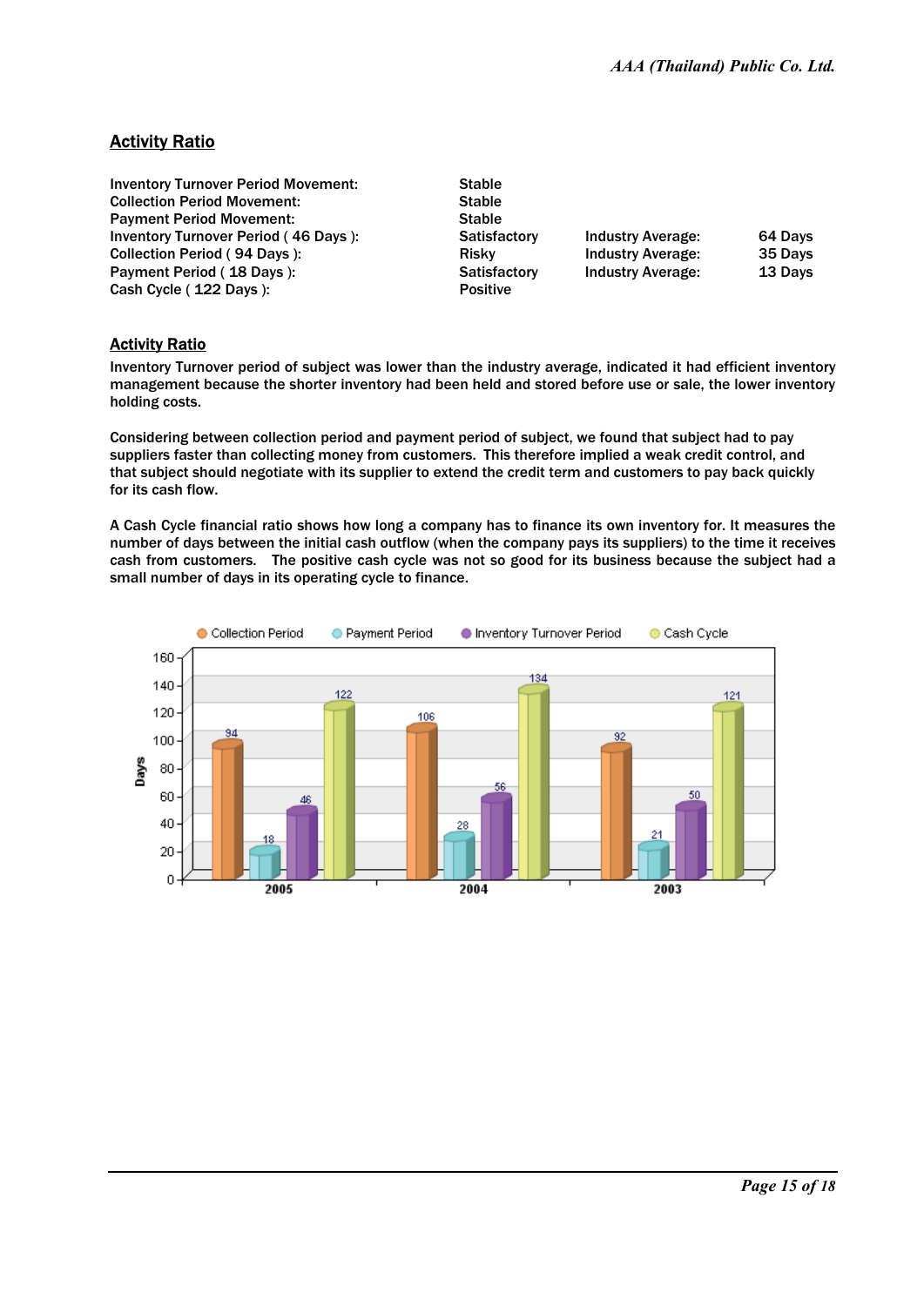## Activity Ratio

| | | | |
|---|---|---|---|
| Inventory Turnover Period Movement: | Stable | | |
| Collection Period Movement: | Stable | | |
| Payment Period Movement: | Stable | | |
| Inventory Turnover Period ( 46 Days ): | Satisfactory | Industry Average: | 64 Days |
| Collection Period ( 94 Days ): | Risky | Industry Average: | 35 Days |
| Payment Period ( 18 Days ): | Satisfactory | Industry Average: | 13 Days |
| Cash Cycle ( 122 Days ): | Positive | | |

## Activity Ratio

Inventory Turnover period of subject was lower than the industry average, indicated it had efficient inventory management because the shorter inventory had been held and stored before use or sale, the lower inventory holding costs.

Considering between collection period and payment period of subject, we found that subject had to pay suppliers faster than collecting money from customers. This therefore implied a weak credit control, and that subject should negotiate with its supplier to extend the credit term and customers to pay back quickly for its cash flow.

A Cash Cycle financial ratio shows how long a company has to finance its own inventory for. It measures the number of days between the initial cash outflow (when the company pays its suppliers) to the time it receives cash from customers. The positive cash cycle was not so good for its business because the subject had a small number of days in its operating cycle to finance.

| Days | Collection Period | Payment Period | Inventory Turnover Period | Cash Cycle |
|---|---|---|---|---|
| 2005 | 94 | 18 | 46 | 122 |
| 2004 | 106 | 28 | 56 | 134 |
| 2003 | 92 | 21 | 50 | 121 |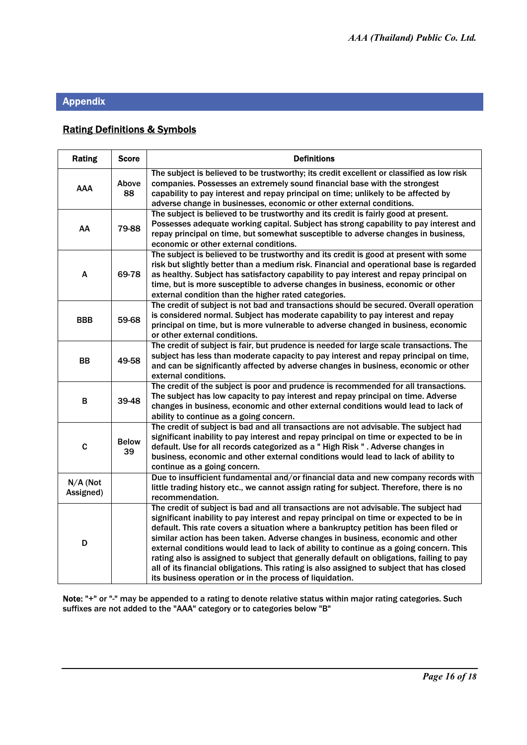## Appendix

### Rating Definitions & Symbols

| Rating | Score | Definitions |
|---|---|---|
| AAA | Above 88 | The subject is believed to be trustworthy; its credit excellent or classified as low risk companies. Possesses an extremely sound financial base with the strongest capability to pay interest and repay principal on time; unlikely to be affected by adverse change in businesses, economic or other external conditions. |
| AA | 79-88 | The subject is believed to be trustworthy and its credit is fairly good at present. Possesses adequate working capital. Subject has strong capability to pay interest and repay principal on time, but somewhat susceptible to adverse changes in business, economic or other external conditions. |
| A | 69-78 | The subject is believed to be trustworthy and its credit is good at present with some risk but slightly better than a medium risk. Financial and operational base is regarded as healthy. Subject has satisfactory capability to pay interest and repay principal on time, but is more susceptible to adverse changes in business, economic or other external condition than the higher rated categories. |
| BBB | 59-68 | The credit of subject is not bad and transactions should be secured. Overall operation is considered normal. Subject has moderate capability to pay interest and repay principal on time, but is more vulnerable to adverse changed in business, economic or other external conditions. |
| BB | 49-58 | The credit of subject is fair, but prudence is needed for large scale transactions. The subject has less than moderate capacity to pay interest and repay principal on time, and can be significantly affected by adverse changes in business, economic or other external conditions. |
| B | 39-48 | The credit of the subject is poor and prudence is recommended for all transactions. The subject has low capacity to pay interest and repay principal on time. Adverse changes in business, economic and other external conditions would lead to lack of ability to continue as a going concern. |
| C | Below 39 | The credit of subject is bad and all transactions are not advisable. The subject had significant inability to pay interest and repay principal on time or expected to be in default. Use for all records categorized as a " High Risk " . Adverse changes in business, economic and other external conditions would lead to lack of ability to continue as a going concern. |
| N/A (Not Assigned) | | Due to insufficient fundamental and/or financial data and new company records with little trading history etc., we cannot assign rating for subject. Therefore, there is no recommendation. |
| D | | The credit of subject is bad and all transactions are not advisable. The subject had significant inability to pay interest and repay principal on time or expected to be in default. This rate covers a situation where a bankruptcy petition has been filed or similar action has been taken. Adverse changes in business, economic and other external conditions would lead to lack of ability to continue as a going concern. This rating also is assigned to subject that generally default on obligations, failing to pay all of its financial obligations. This rating is also assigned to subject that has closed its business operation or in the process of liquidation. |

**Note:** "+" or "-" may be appended to a rating to denote relative status within major rating categories. Such suffixes are not added to the "AAA" category or to categories below "B"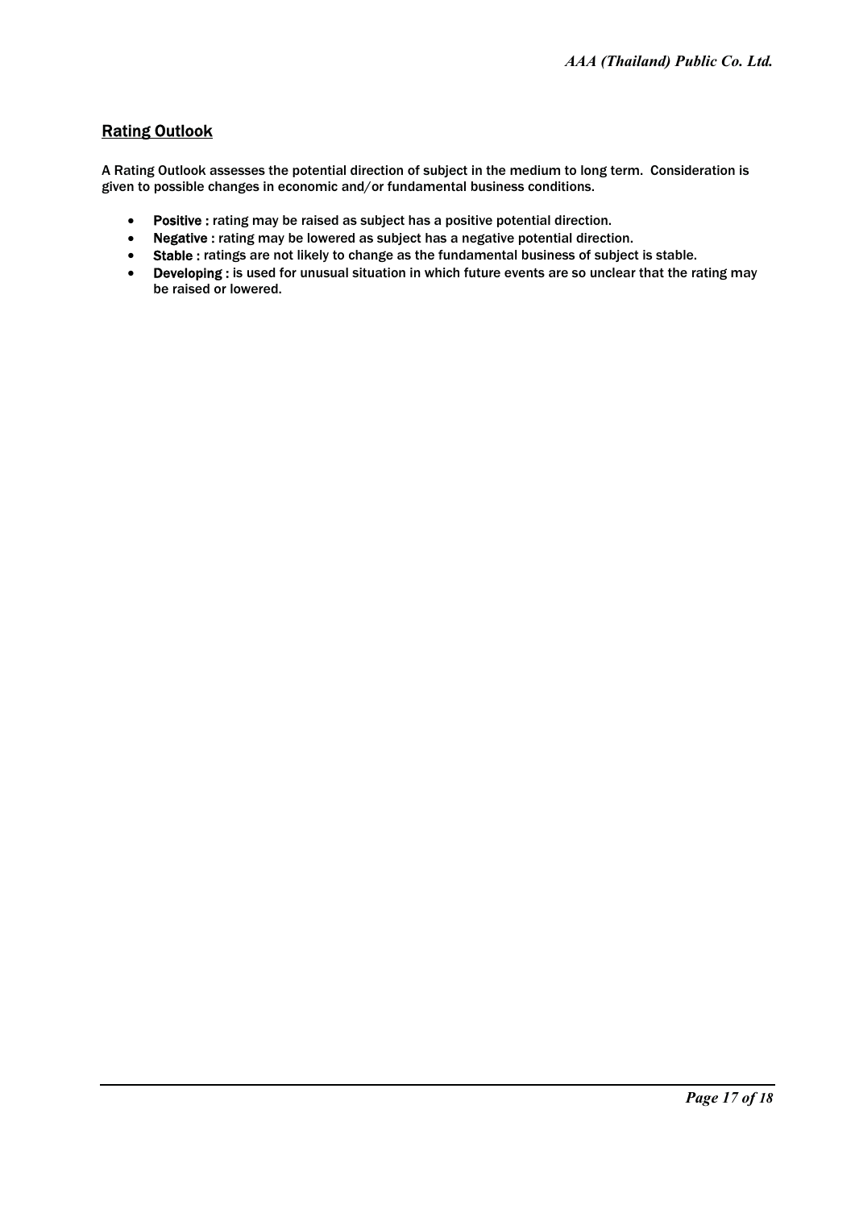## Rating Outlook

A Rating Outlook assesses the potential direction of subject in the medium to long term. Consideration is given to possible changes in economic and/or fundamental business conditions.

- **Positive :** rating may be raised as subject has a positive potential direction.
- **Negative :** rating may be lowered as subject has a negative potential direction.
- **Stable :** ratings are not likely to change as the fundamental business of subject is stable.
- **Developing :** is used for unusual situation in which future events are so unclear that the rating may be raised or lowered.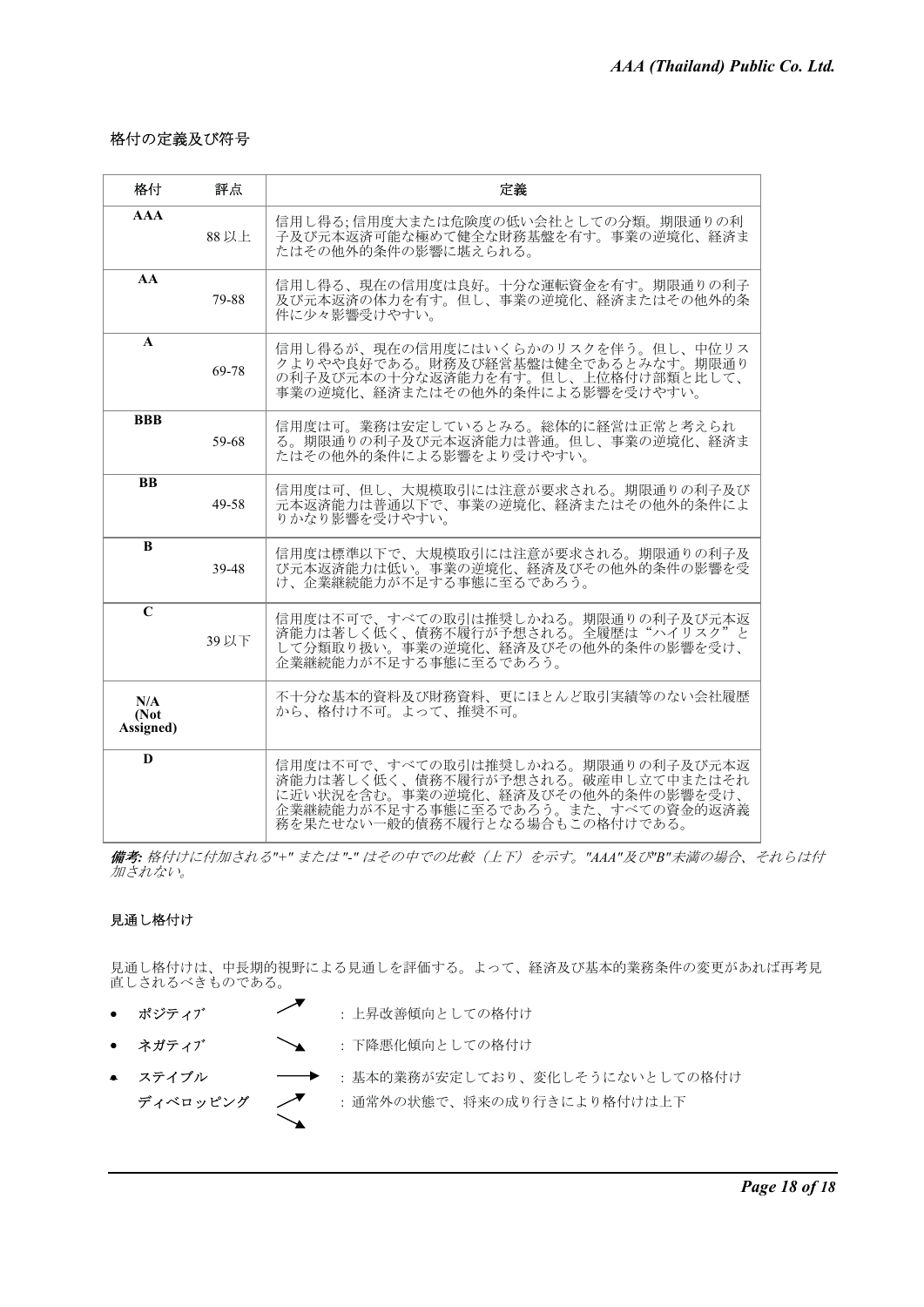## 格付の定義及び符号

| 格付 | 評点 | 定義 |
|---|---|---|
| **AAA** | 88 以上 | 信用し得る; 信用度大または危険度の低い会社としての分類。期限通りの利子及び元本返済可能な極めて健全な財務基盤を有す。事業の逆境化、経済またはその他外的条件の影響に堪えられる。 |
| **AA** | 79-88 | 信用し得る、現在の信用度は良好。十分な運転資金を有す。期限通りの利子及び元本返済の体力を有す。但し、事業の逆境化、経済またはその他外的条件に少々影響受けやすい。 |
| **A** | 69-78 | 信用し得るが、現在の信用度にはいくらかのリスクを伴う。但し、中位リスクよりやや良好である。財務及び経営基盤は健全であるとみなす。期限通りの利子及び元本の十分な返済能力を有す。但し、上位格付け部類と比して、事業の逆境化、経済またはその他外的条件による影響を受けやすい。 |
| **BBB** | 59-68 | 信用度は可。業務は安定しているとみる。総体的に経営は正常と考えられる。期限通りの利子及び元本返済能力は普通。但し、事業の逆境化、経済またはその他外的条件による影響をより受けやすい。 |
| **BB** | 49-58 | 信用度は可、但し、大規模取引には注意が要求される。期限通りの利子及び元本返済能力は普通以下で、事業の逆境化、経済またはその他外的条件によりかなり影響を受けやすい。 |
| **B** | 39-48 | 信用度は標準以下で、大規模取引には注意が要求される。期限通りの利子及び元本返済能力は低い。事業の逆境化、経済及びその他外的条件の影響を受け、企業継続能力が不足する事態に至るであろう。 |
| **C** | 39 以下 | 信用度は不可で、すべての取引は推奨しかねる。期限通りの利子及び元本返済能力は著しく低く、債務不履行が予想される。全履歴は"ハイリスク"として分類取り扱い。事業の逆境化、経済及びその他外的条件の影響を受け、企業継続能力が不足する事態に至るであろう。 |
| **N/A (Not Assigned)** | | 不十分な基本的資料及び財務資料、更にほとんど取引実績等のない会社履歴から、格付け不可。よって、推奨不可。 |
| **D** | | 信用度は不可で、すべての取引は推奨しかねる。期限通りの利子及び元本返済能力は著しく低く、債務不履行が予想される。破産申し立て中またはそれに近い状況を含む。事業の逆境化、経済及びその他外的条件の影響を受け、企業継続能力が不足する事態に至るであろう。また、すべての資金的返済義務を果たせない一般的債務不履行となる場合もこの格付けである。 |

***備考:*** *格付けに付加される"+" または "-" はその中での比較（上下）を示す。"AAA"及び"B"未満の場合、それらは付加されない。*

### 見通し格付け

見通し格付けは、中長期的視野による見通しを評価する。よって、経済及び基本的業務条件の変更があれば再考見直しされるべきものである。

- ポジティブ ↗ : 上昇改善傾向としての格付け
- ネガティブ ↘ : 下降悪化傾向としての格付け
- ステイブル → : 基本的業務が安定しており、変化しそうにないとしての格付け
- ディベロッピング ↗↘ : 通常外の状態で、将来の成り行きにより格付けは上下